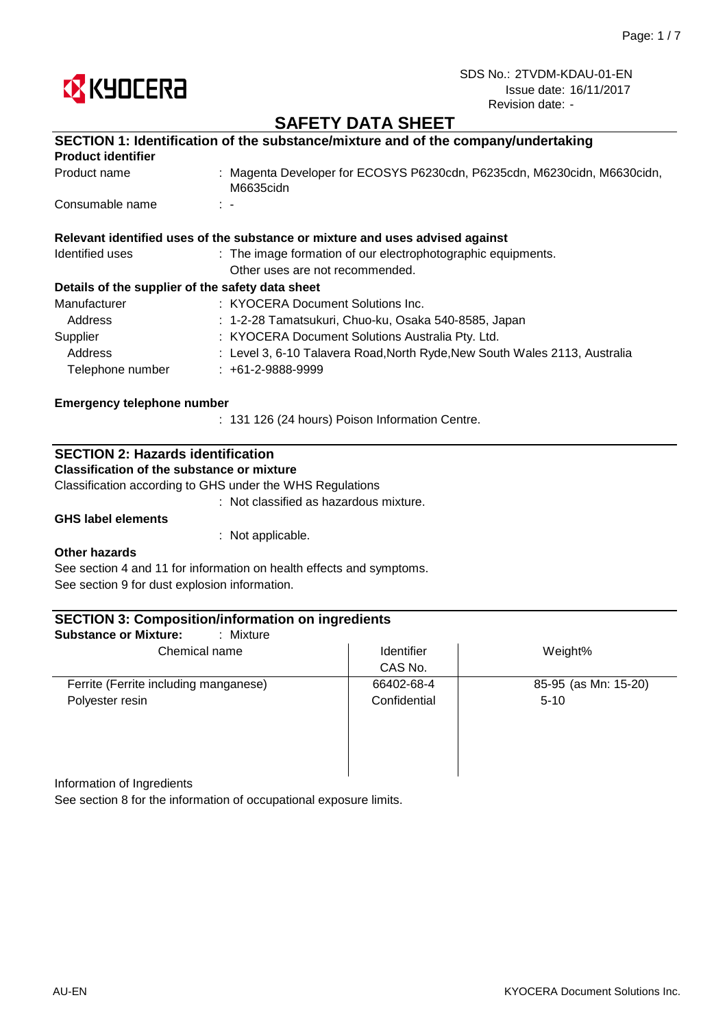KYOCERA

SDS No.: 2TVDM-KDAU-01-EN
Issue date: 16/11/2017
Revision date: -

# SAFETY DATA SHEET

## SECTION 1: Identification of the substance/mixture and of the company/undertaking

**Product identifier**

| | |
|---|---|
| Product name | : Magenta Developer for ECOSYS P6230cdn, P6235cdn, M6230cidn, M6630cidn, M6635cidn |
| Consumable name | : - |

**Relevant identified uses of the substance or mixture and uses advised against**

| | |
|---|---|
| Identified uses | : The image formation of our electrophotographic equipments. Other uses are not recommended. |

**Details of the supplier of the safety data sheet**

| | |
|---|---|
| Manufacturer | : KYOCERA Document Solutions Inc. |
| Address | : 1-2-28 Tamatsukuri, Chuo-ku, Osaka 540-8585, Japan |
| Supplier | : KYOCERA Document Solutions Australia Pty. Ltd. |
| Address | : Level 3, 6-10 Talavera Road,North Ryde,New South Wales 2113, Australia |
| Telephone number | : +61-2-9888-9999 |

**Emergency telephone number**

: 131 126 (24 hours) Poison Information Centre.

## SECTION 2: Hazards identification

**Classification of the substance or mixture**

Classification according to GHS under the WHS Regulations

: Not classified as hazardous mixture.

**GHS label elements**

: Not applicable.

**Other hazards**

See section 4 and 11 for information on health effects and symptoms.
See section 9 for dust explosion information.

## SECTION 3: Composition/information on ingredients

**Substance or Mixture:** : Mixture

| Chemical name | Identifier CAS No. | Weight% |
|---|---|---|
| Ferrite (Ferrite including manganese) | 66402-68-4 | 85-95 (as Mn: 15-20) |
| Polyester resin | Confidential | 5-10 |

Information of Ingredients
See section 8 for the information of occupational exposure limits.

AU-EN KYOCERA Document Solutions Inc.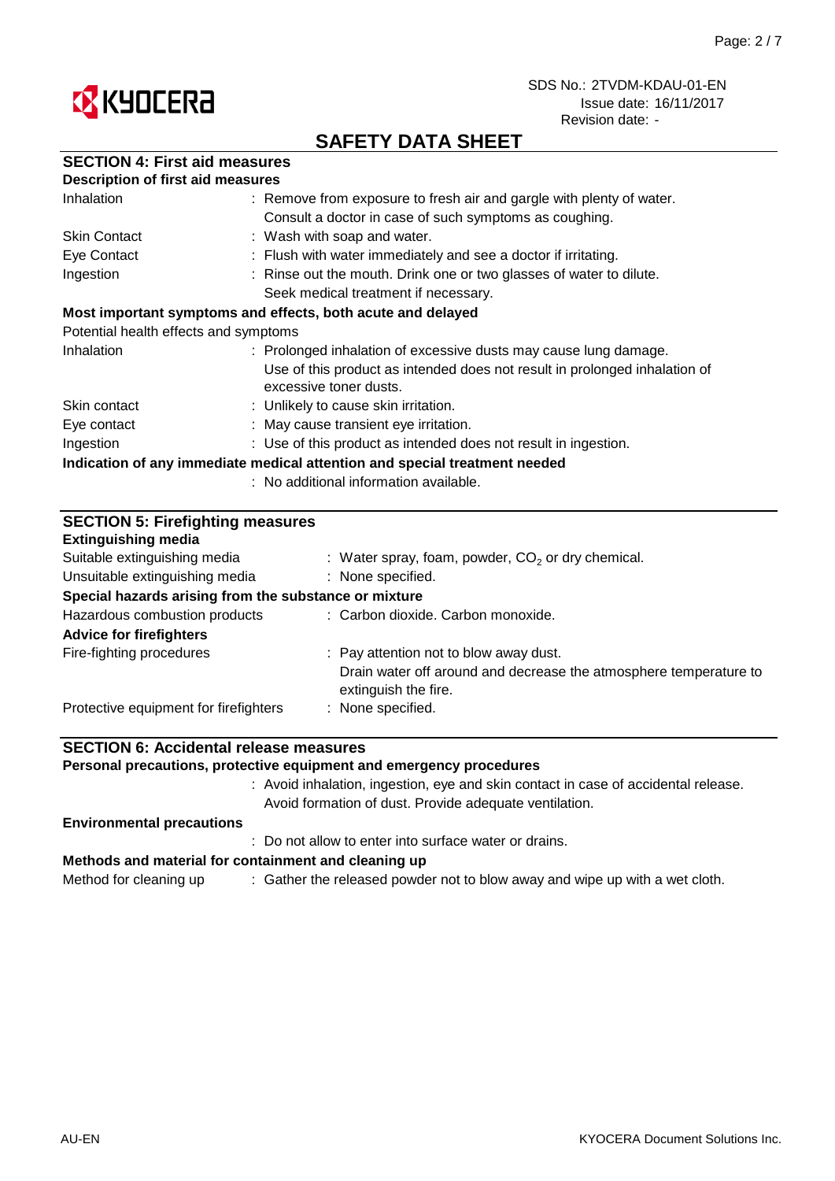# SAFETY DATA SHEET

## SECTION 4: First aid measures

**Description of first aid measures**

| | |
|---|---|
| Inhalation | : Remove from exposure to fresh air and gargle with plenty of water. Consult a doctor in case of such symptoms as coughing. |
| Skin Contact | : Wash with soap and water. |
| Eye Contact | : Flush with water immediately and see a doctor if irritating. |
| Ingestion | : Rinse out the mouth. Drink one or two glasses of water to dilute. Seek medical treatment if necessary. |

**Most important symptoms and effects, both acute and delayed**

Potential health effects and symptoms

| | |
|---|---|
| Inhalation | : Prolonged inhalation of excessive dusts may cause lung damage. Use of this product as intended does not result in prolonged inhalation of excessive toner dusts. |
| Skin contact | : Unlikely to cause skin irritation. |
| Eye contact | : May cause transient eye irritation. |
| Ingestion | : Use of this product as intended does not result in ingestion. |

**Indication of any immediate medical attention and special treatment needed**

: No additional information available.

## SECTION 5: Firefighting measures

**Extinguishing media**

| | |
|---|---|
| Suitable extinguishing media | : Water spray, foam, powder, $CO_2$ or dry chemical. |
| Unsuitable extinguishing media | : None specified. |

**Special hazards arising from the substance or mixture**

| | |
|---|---|
| Hazardous combustion products | : Carbon dioxide. Carbon monoxide. |

**Advice for firefighters**

| | |
|---|---|
| Fire-fighting procedures | : Pay attention not to blow away dust. Drain water off around and decrease the atmosphere temperature to extinguish the fire. |
| Protective equipment for firefighters | : None specified. |

## SECTION 6: Accidental release measures

**Personal precautions, protective equipment and emergency procedures**

: Avoid inhalation, ingestion, eye and skin contact in case of accidental release. Avoid formation of dust. Provide adequate ventilation.

**Environmental precautions**

: Do not allow to enter into surface water or drains.

**Methods and material for containment and cleaning up**

| | |
|---|---|
| Method for cleaning up | : Gather the released powder not to blow away and wipe up with a wet cloth. |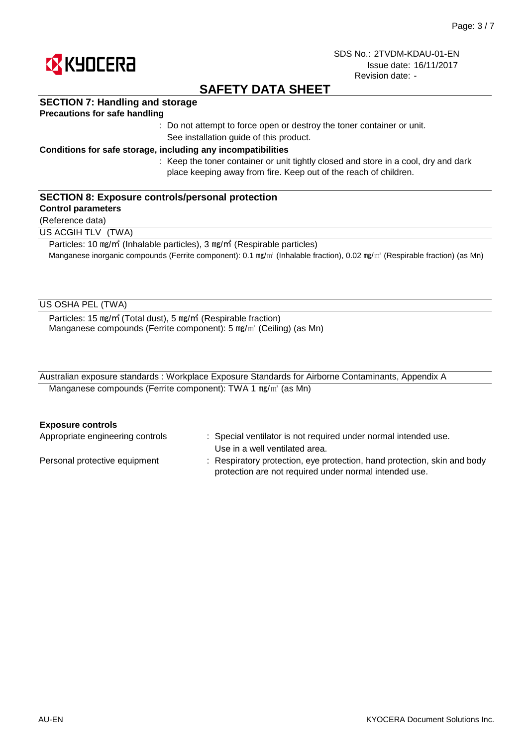# SAFETY DATA SHEET

## SECTION 7: Handling and storage

**Precautions for safe handling**

: Do not attempt to force open or destroy the toner container or unit.
See installation guide of this product.

**Conditions for safe storage, including any incompatibilities**

: Keep the toner container or unit tightly closed and store in a cool, dry and dark place keeping away from fire. Keep out of the reach of children.

## SECTION 8: Exposure controls/personal protection

**Control parameters**

(Reference data)

US ACGIH TLV (TWA)

Particles: 10 ㎎/㎥ (Inhalable particles), 3 ㎎/㎥ (Respirable particles)
Manganese inorganic compounds (Ferrite component): 0.1 ㎎/㎥ (Inhalable fraction), 0.02 ㎎/㎥ (Respirable fraction) (as Mn)

US OSHA PEL (TWA)

Particles: 15 ㎎/㎥ (Total dust), 5 ㎎/㎥ (Respirable fraction)
Manganese compounds (Ferrite component): 5 ㎎/㎥ (Ceiling) (as Mn)

Australian exposure standards : Workplace Exposure Standards for Airborne Contaminants, Appendix A

Manganese compounds (Ferrite component): TWA 1 ㎎/㎥ (as Mn)

**Exposure controls**

Appropriate engineering controls : Special ventilator is not required under normal intended use.
Use in a well ventilated area.

Personal protective equipment : Respiratory protection, eye protection, hand protection, skin and body protection are not required under normal intended use.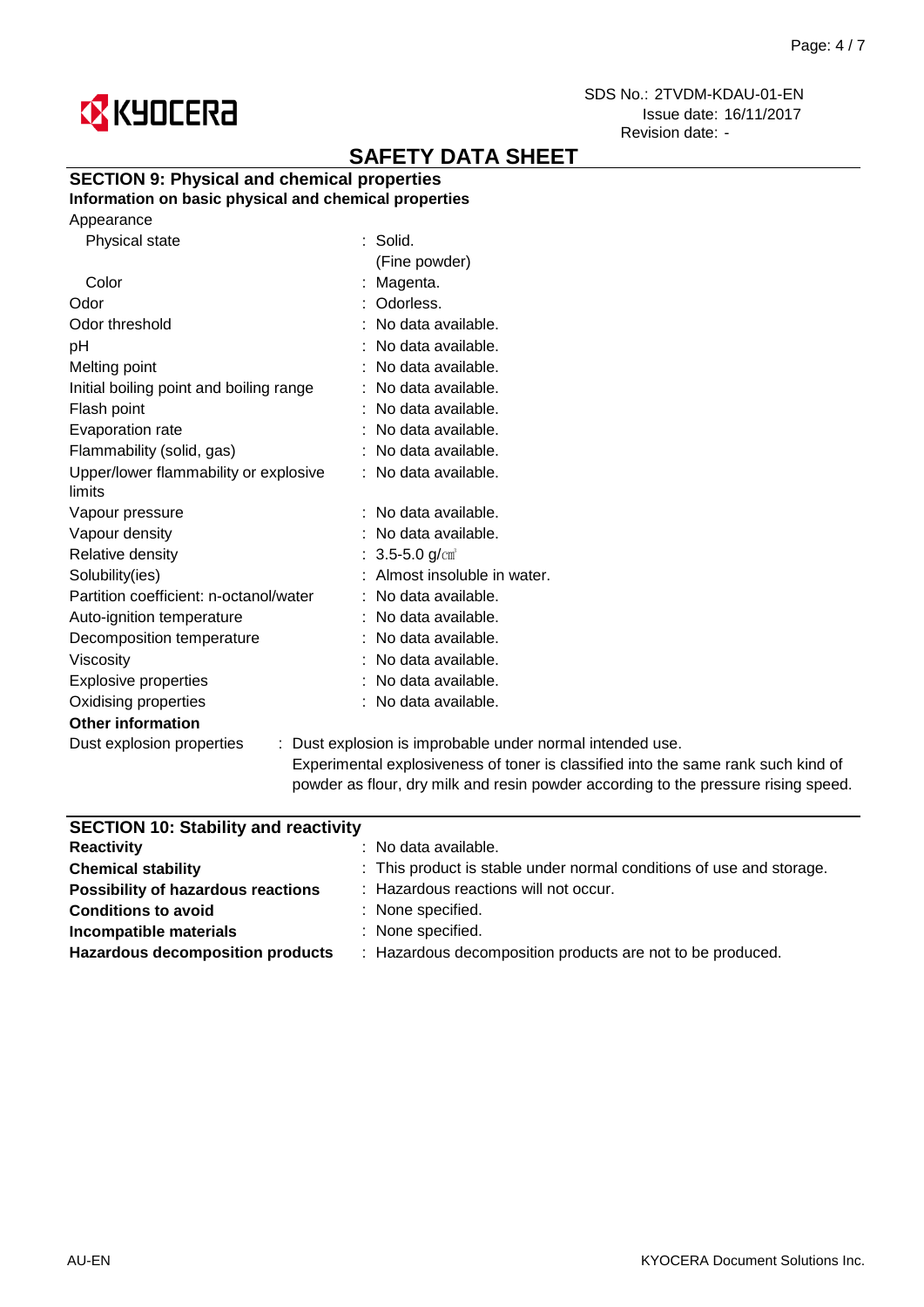# SAFETY DATA SHEET

## SECTION 9: Physical and chemical properties

**Information on basic physical and chemical properties**

| | |
|---|---|
| Appearance | |
| Physical state | : Solid. (Fine powder) |
| Color | : Magenta. |
| Odor | : Odorless. |
| Odor threshold | : No data available. |
| pH | : No data available. |
| Melting point | : No data available. |
| Initial boiling point and boiling range | : No data available. |
| Flash point | : No data available. |
| Evaporation rate | : No data available. |
| Flammability (solid, gas) | : No data available. |
| Upper/lower flammability or explosive limits | : No data available. |
| Vapour pressure | : No data available. |
| Vapour density | : No data available. |
| Relative density | : 3.5-5.0 g/㎤ |
| Solubility(ies) | : Almost insoluble in water. |
| Partition coefficient: n-octanol/water | : No data available. |
| Auto-ignition temperature | : No data available. |
| Decomposition temperature | : No data available. |
| Viscosity | : No data available. |
| Explosive properties | : No data available. |
| Oxidising properties | : No data available. |

**Other information**

Dust explosion properties : Dust explosion is improbable under normal intended use. Experimental explosiveness of toner is classified into the same rank such kind of powder as flour, dry milk and resin powder according to the pressure rising speed.

## SECTION 10: Stability and reactivity

| | |
|---|---|
| **Reactivity** | : No data available. |
| **Chemical stability** | : This product is stable under normal conditions of use and storage. |
| **Possibility of hazardous reactions** | : Hazardous reactions will not occur. |
| **Conditions to avoid** | : None specified. |
| **Incompatible materials** | : None specified. |
| **Hazardous decomposition products** | : Hazardous decomposition products are not to be produced. |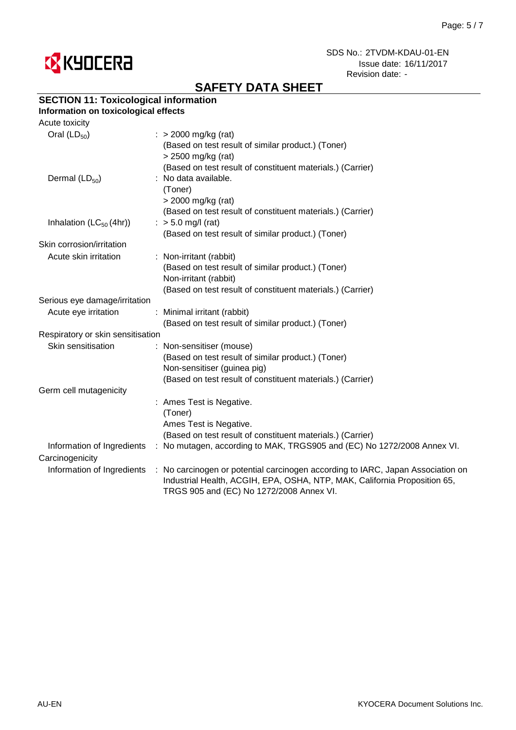SDS No.: 2TVDM-KDAU-01-EN
Issue date: 16/11/2017
Revision date: -

# SAFETY DATA SHEET

## SECTION 11: Toxicological information

### Information on toxicological effects

**Acute toxicity**

| | |
|---|---|
| Oral ($LD_{50}$) | : > 2000 mg/kg (rat)<br>(Based on test result of similar product.) (Toner)<br>> 2500 mg/kg (rat)<br>(Based on test result of constituent materials.) (Carrier) |
| Dermal ($LD_{50}$) | : No data available.<br>(Toner)<br>> 2000 mg/kg (rat)<br>(Based on test result of constituent materials.) (Carrier) |
| Inhalation ($LC_{50}$ (4hr)) | : > 5.0 mg/l (rat)<br>(Based on test result of similar product.) (Toner) |

**Skin corrosion/irritation**

| | |
|---|---|
| Acute skin irritation | : Non-irritant (rabbit)<br>(Based on test result of similar product.) (Toner)<br>Non-irritant (rabbit)<br>(Based on test result of constituent materials.) (Carrier) |

**Serious eye damage/irritation**

| | |
|---|---|
| Acute eye irritation | : Minimal irritant (rabbit)<br>(Based on test result of similar product.) (Toner) |

**Respiratory or skin sensitisation**

| | |
|---|---|
| Skin sensitisation | : Non-sensitiser (mouse)<br>(Based on test result of similar product.) (Toner)<br>Non-sensitiser (guinea pig)<br>(Based on test result of constituent materials.) (Carrier) |

**Germ cell mutagenicity**

| | |
|---|---|
| | : Ames Test is Negative.<br>(Toner)<br>Ames Test is Negative.<br>(Based on test result of constituent materials.) (Carrier) |
| Information of Ingredients | : No mutagen, according to MAK, TRGS905 and (EC) No 1272/2008 Annex VI. |

**Carcinogenicity**

| | |
|---|---|
| Information of Ingredients | : No carcinogen or potential carcinogen according to IARC, Japan Association on Industrial Health, ACGIH, EPA, OSHA, NTP, MAK, California Proposition 65, TRGS 905 and (EC) No 1272/2008 Annex VI. |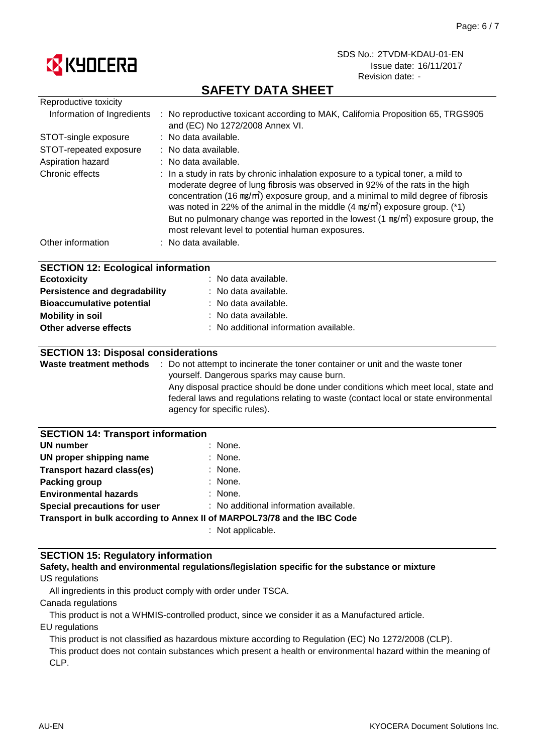SDS No.: 2TVDM-KDAU-01-EN
Issue date: 16/11/2017
Revision date: -

# SAFETY DATA SHEET

| | |
|---|---|
| Reproductive toxicity | |
| Information of Ingredients | : No reproductive toxicant according to MAK, California Proposition 65, TRGS905 and (EC) No 1272/2008 Annex VI. |
| STOT-single exposure | : No data available. |
| STOT-repeated exposure | : No data available. |
| Aspiration hazard | : No data available. |
| Chronic effects | : In a study in rats by chronic inhalation exposure to a typical toner, a mild to moderate degree of lung fibrosis was observed in 92% of the rats in the high concentration (16 ㎎/㎥) exposure group, and a minimal to mild degree of fibrosis was noted in 22% of the animal in the middle (4 ㎎/㎥) exposure group. (*1) But no pulmonary change was reported in the lowest (1 ㎎/㎥) exposure group, the most relevant level to potential human exposures. |
| Other information | : No data available. |

## SECTION 12: Ecological information

| | |
|---|---|
| **Ecotoxicity** | : No data available. |
| **Persistence and degradability** | : No data available. |
| **Bioaccumulative potential** | : No data available. |
| **Mobility in soil** | : No data available. |
| **Other adverse effects** | : No additional information available. |

## SECTION 13: Disposal considerations

**Waste treatment methods** : Do not attempt to incinerate the toner container or unit and the waste toner yourself. Dangerous sparks may cause burn.

Any disposal practice should be done under conditions which meet local, state and federal laws and regulations relating to waste (contact local or state environmental agency for specific rules).

## SECTION 14: Transport information

| | |
|---|---|
| **UN number** | : None. |
| **UN proper shipping name** | : None. |
| **Transport hazard class(es)** | : None. |
| **Packing group** | : None. |
| **Environmental hazards** | : None. |
| **Special precautions for user** | : No additional information available. |

**Transport in bulk according to Annex II of MARPOL73/78 and the IBC Code**

: Not applicable.

## SECTION 15: Regulatory information

**Safety, health and environmental regulations/legislation specific for the substance or mixture**

US regulations

All ingredients in this product comply with order under TSCA.

Canada regulations

This product is not a WHMIS-controlled product, since we consider it as a Manufactured article.

EU regulations

This product is not classified as hazardous mixture according to Regulation (EC) No 1272/2008 (CLP).

This product does not contain substances which present a health or environmental hazard within the meaning of CLP.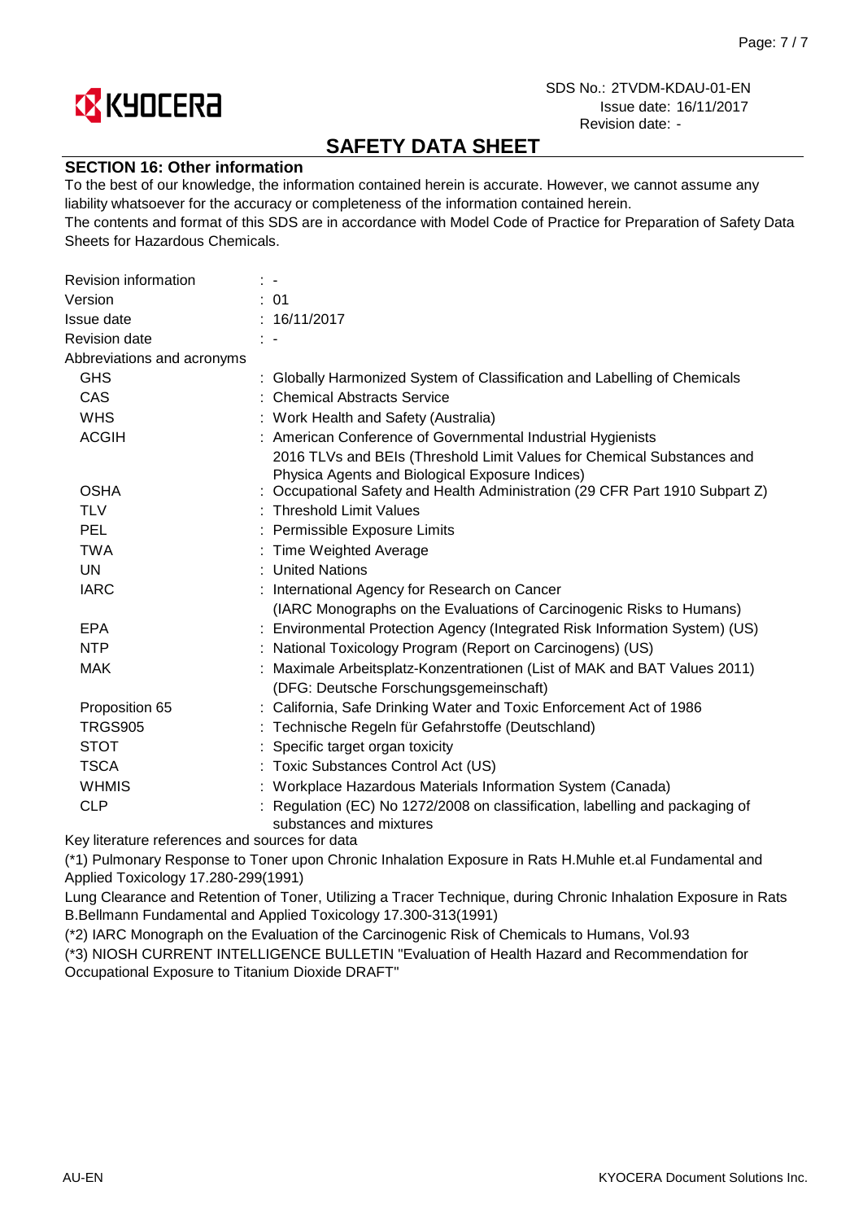SDS No.: 2TVDM-KDAU-01-EN
Issue date: 16/11/2017
Revision date: -

# SAFETY DATA SHEET

## SECTION 16: Other information

To the best of our knowledge, the information contained herein is accurate. However, we cannot assume any liability whatsoever for the accuracy or completeness of the information contained herein.
The contents and format of this SDS are in accordance with Model Code of Practice for Preparation of Safety Data Sheets for Hazardous Chemicals.

| | |
|---|---|
| Revision information | : - |
| Version | : 01 |
| Issue date | : 16/11/2017 |
| Revision date | : - |
| Abbreviations and acronyms | |
| GHS | : Globally Harmonized System of Classification and Labelling of Chemicals |
| CAS | : Chemical Abstracts Service |
| WHS | : Work Health and Safety (Australia) |
| ACGIH | : American Conference of Governmental Industrial Hygienists 2016 TLVs and BEIs (Threshold Limit Values for Chemical Substances and Physica Agents and Biological Exposure Indices) |
| OSHA | : Occupational Safety and Health Administration (29 CFR Part 1910 Subpart Z) |
| TLV | : Threshold Limit Values |
| PEL | : Permissible Exposure Limits |
| TWA | : Time Weighted Average |
| UN | : United Nations |
| IARC | : International Agency for Research on Cancer (IARC Monographs on the Evaluations of Carcinogenic Risks to Humans) |
| EPA | : Environmental Protection Agency (Integrated Risk Information System) (US) |
| NTP | : National Toxicology Program (Report on Carcinogens) (US) |
| MAK | : Maximale Arbeitsplatz-Konzentrationen (List of MAK and BAT Values 2011) (DFG: Deutsche Forschungsgemeinschaft) |
| Proposition 65 | : California, Safe Drinking Water and Toxic Enforcement Act of 1986 |
| TRGS905 | : Technische Regeln für Gefahrstoffe (Deutschland) |
| STOT | : Specific target organ toxicity |
| TSCA | : Toxic Substances Control Act (US) |
| WHMIS | : Workplace Hazardous Materials Information System (Canada) |
| CLP | : Regulation (EC) No 1272/2008 on classification, labelling and packaging of substances and mixtures |

Key literature references and sources for data

(*1) Pulmonary Response to Toner upon Chronic Inhalation Exposure in Rats H.Muhle et.al Fundamental and Applied Toxicology 17.280-299(1991)

Lung Clearance and Retention of Toner, Utilizing a Tracer Technique, during Chronic Inhalation Exposure in Rats B.Bellmann Fundamental and Applied Toxicology 17.300-313(1991)

(*2) IARC Monograph on the Evaluation of the Carcinogenic Risk of Chemicals to Humans, Vol.93

(*3) NIOSH CURRENT INTELLIGENCE BULLETIN "Evaluation of Health Hazard and Recommendation for Occupational Exposure to Titanium Dioxide DRAFT"

AU-EN

KYOCERA Document Solutions Inc.